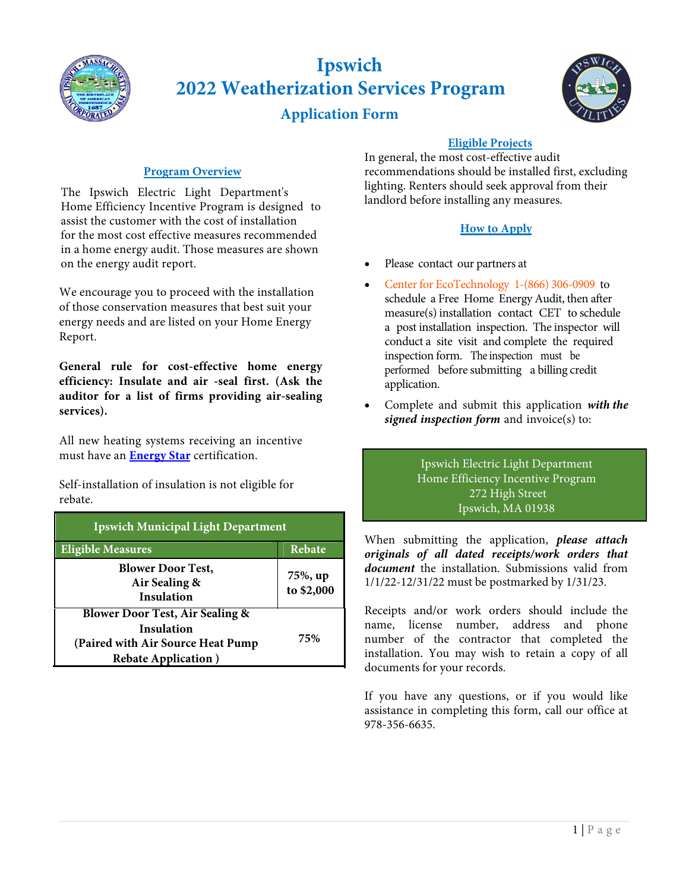# Ipswich
# 2022 Weatherization Services Program
## Application Form

### Program Overview

The Ipswich Electric Light Department's Home Efficiency Incentive Program is designed to assist the customer with the cost of installation for the most cost effective measures recommended in a home energy audit. Those measures are shown on the energy audit report.

We encourage you to proceed with the installation of those conservation measures that best suit your energy needs and are listed on your Home Energy Report.

**General rule for cost-effective home energy efficiency: Insulate and air -seal first. (Ask the auditor for a list of firms providing air-sealing services).**

All new heating systems receiving an incentive must have an **Energy Star** certification.

Self-installation of insulation is not eligible for rebate.

| Ipswich Municipal Light Department | |
|---|---|
| **Eligible Measures** | **Rebate** |
| **Blower Door Test, Air Sealing & Insulation** | **75%, up to $2,000** |
| **Blower Door Test, Air Sealing & Insulation (Paired with Air Source Heat Pump Rebate Application )** | **75%** |

### Eligible Projects

In general, the most cost-effective audit recommendations should be installed first, excluding lighting. Renters should seek approval from their landlord before installing any measures.

### How to Apply

- Please contact our partners at
- Center for EcoTechnology 1-(866) 306-0909 to schedule a Free Home Energy Audit, then after measure(s) installation contact CET to schedule a post installation inspection. The inspector will conduct a site visit and complete the required inspection form. The inspection must be performed before submitting a billing credit application.
- Complete and submit this application ***with the signed inspection form*** and invoice(s) to:

Ipswich Electric Light Department
Home Efficiency Incentive Program
272 High Street
Ipswich, MA 01938

When submitting the application, ***please attach originals of all dated receipts/work orders that document*** the installation. Submissions valid from 1/1/22-12/31/22 must be postmarked by 1/31/23.

Receipts and/or work orders should include the name, license number, address and phone number of the contractor that completed the installation. You may wish to retain a copy of all documents for your records.

If you have any questions, or if you would like assistance in completing this form, call our office at 978-356-6635.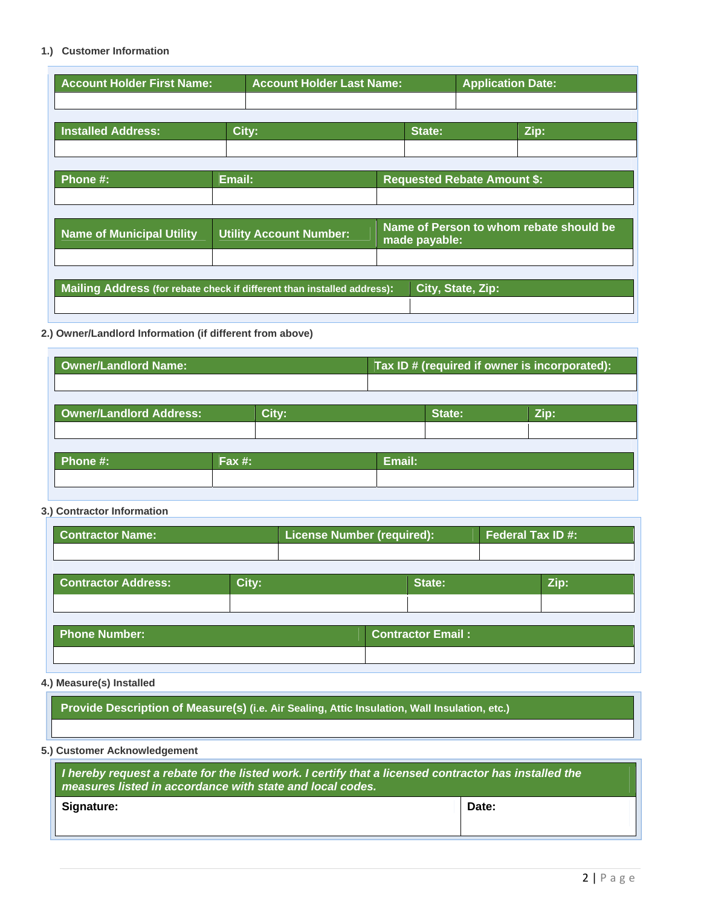#### 1.) Customer Information

| Account Holder First Name: | Account Holder Last Name: | Application Date: |
|---|---|---|
| | | |

| Installed Address: | City: | State: | Zip: |
|---|---|---|---|
| | | | |

| Phone #: | Email: | Requested Rebate Amount $: |
|---|---|---|
| | | |

| Name of Municipal Utility | Utility Account Number: | Name of Person to whom rebate should be made payable: |
|---|---|---|
| | | |

| Mailing Address (for rebate check if different than installed address): | City, State, Zip: |
|---|---|
| | |

#### 2.) Owner/Landlord Information (if different from above)

| Owner/Landlord Name: | Tax ID # (required if owner is incorporated): |
|---|---|
| | |

| Owner/Landlord Address: | City: | State: | Zip: |
|---|---|---|---|
| | | | |

| Phone #: | Fax #: | Email: |
|---|---|---|
| | | |

#### 3.) Contractor Information

| Contractor Name: | License Number (required): | Federal Tax ID #: |
|---|---|---|
| | | |

| Contractor Address: | City: | State: | Zip: |
|---|---|---|---|
| | | | |

| Phone Number: | Contractor Email : |
|---|---|
| | |

#### 4.) Measure(s) Installed

| Provide Description of Measure(s) (i.e. Air Sealing, Attic Insulation, Wall Insulation, etc.) |
|---|
| |

#### 5.) Customer Acknowledgement

*I hereby request a rebate for the listed work. I certify that a licensed contractor has installed the measures listed in accordance with state and local codes.*

| Signature: | Date: |
|---|---|
| | |